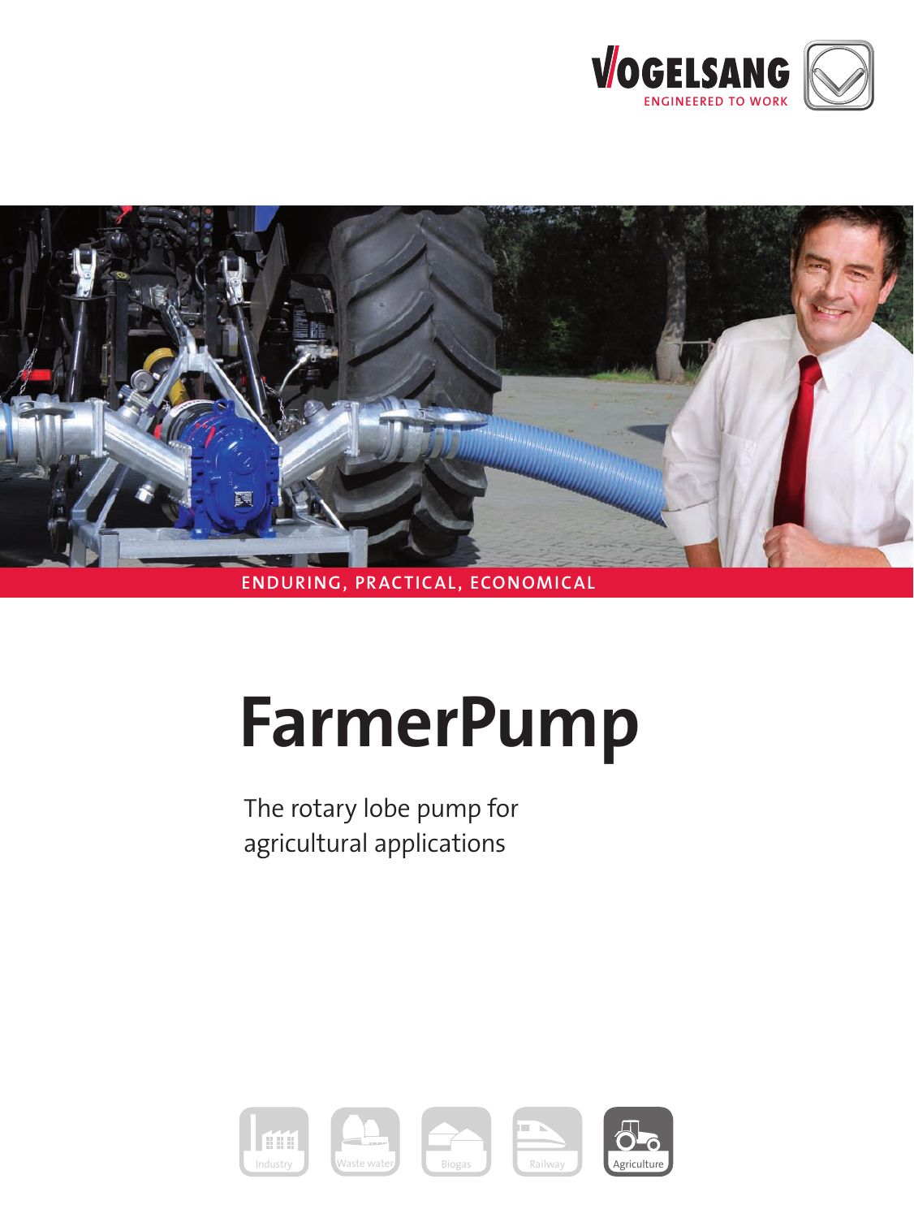VOGELSANG

ENGINEERED TO WORK

ENDURING, PRACTICAL, ECONOMICAL

# FarmerPump

The rotary lobe pump for agricultural applications

Industry | Waste water | Biogas | Railway | Agriculture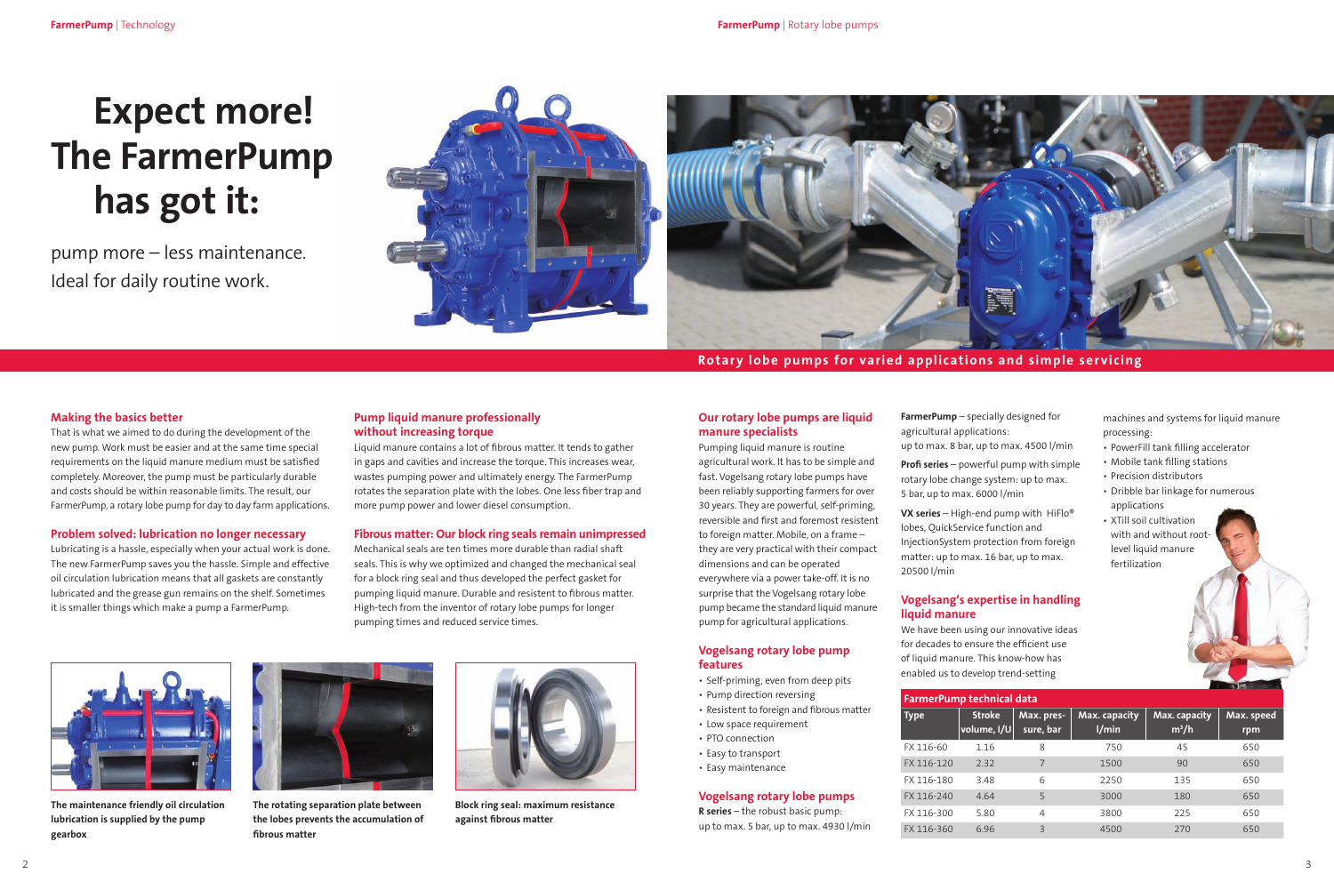# Expect more! The FarmerPump has got it:

pump more – less maintenance.
Ideal for daily routine work.

**Rotary lobe pumps for varied applications and simple servicing**

## Making the basics better

That is what we aimed to do during the development of the new pump. Work must be easier and at the same time special requirements on the liquid manure medium must be satisfied completely. Moreover, the pump must be particularly durable and costs should be within reasonable limits. The result, our FarmerPump, a rotary lobe pump for day to day farm applications.

## Problem solved: lubrication no longer necessary

Lubricating is a hassle, especially when your actual work is done. The new FarmerPump saves you the hassle. Simple and effective oil circulation lubrication means that all gaskets are constantly lubricated and the grease gun remains on the shelf. Sometimes it is smaller things which make a pump a FarmerPump.

## Pump liquid manure professionally without increasing torque

Liquid manure contains a lot of fibrous matter. It tends to gather in gaps and cavities and increase the torque. This increases wear, wastes pumping power and ultimately energy. The FarmerPump rotates the separation plate with the lobes. One less fiber trap and more pump power and lower diesel consumption.

## Fibrous matter: Our block ring seals remain unimpressed

Mechanical seals are ten times more durable than radial shaft seals. This is why we optimized and changed the mechanical seal for a block ring seal and thus developed the perfect gasket for pumping liquid manure. Durable and resistent to fibrous matter. High-tech from the inventor of rotary lobe pumps for longer pumping times and reduced service times.

**The maintenance friendly oil circulation lubrication is supplied by the pump gearbox**

**The rotating separation plate between the lobes prevents the accumulation of fibrous matter**

**Block ring seal: maximum resistance against fibrous matter**

## Our rotary lobe pumps are liquid manure specialists

Pumping liquid manure is routine agricultural work. It has to be simple and fast. Vogelsang rotary lobe pumps have been reliably supporting farmers for over 30 years. They are powerful, self-priming, reversible and first and foremost resistent to foreign matter. Mobile, on a frame – they are very practical with their compact dimensions and can be operated everywhere via a power take-off. It is no surprise that the Vogelsang rotary lobe pump became the standard liquid manure pump for agricultural applications.

## Vogelsang rotary lobe pump features

- Self-priming, even from deep pits
- Pump direction reversing
- Resistent to foreign and fibrous matter
- Low space requirement
- PTO connection
- Easy to transport
- Easy maintenance

## Vogelsang rotary lobe pumps

**R series** – the robust basic pump: up to max. 5 bar, up to max. 4930 l/min

**FarmerPump** – specially designed for agricultural applications: up to max. 8 bar, up to max. 4500 l/min

**Profi series** – powerful pump with simple rotary lobe change system: up to max. 5 bar, up to max. 6000 l/min

**VX series** – High-end pump with HiFlo® lobes, QuickService function and InjectionSystem protection from foreign matter: up to max. 16 bar, up to max. 20500 l/min

## Vogelsang's expertise in handling liquid manure

We have been using our innovative ideas for decades to ensure the efficient use of liquid manure. This know-how has enabled us to develop trend-setting machines and systems for liquid manure processing:

- PowerFill tank filling accelerator
- Mobile tank filling stations
- Precision distributors
- Dribble bar linkage for numerous applications
- XTill soil cultivation with and without root-level liquid manure fertilization

**FarmerPump technical data**

| Type | Stroke volume, l/U | Max. pressure, bar | Max. capacity l/min | Max. capacity m³/h | Max. speed rpm |
|---|---|---|---|---|---|
| FX 116-60 | 1.16 | 8 | 750 | 45 | 650 |
| FX 116-120 | 2.32 | 7 | 1500 | 90 | 650 |
| FX 116-180 | 3.48 | 6 | 2250 | 135 | 650 |
| FX 116-240 | 4.64 | 5 | 3000 | 180 | 650 |
| FX 116-300 | 5.80 | 4 | 3800 | 225 | 650 |
| FX 116-360 | 6.96 | 3 | 4500 | 270 | 650 |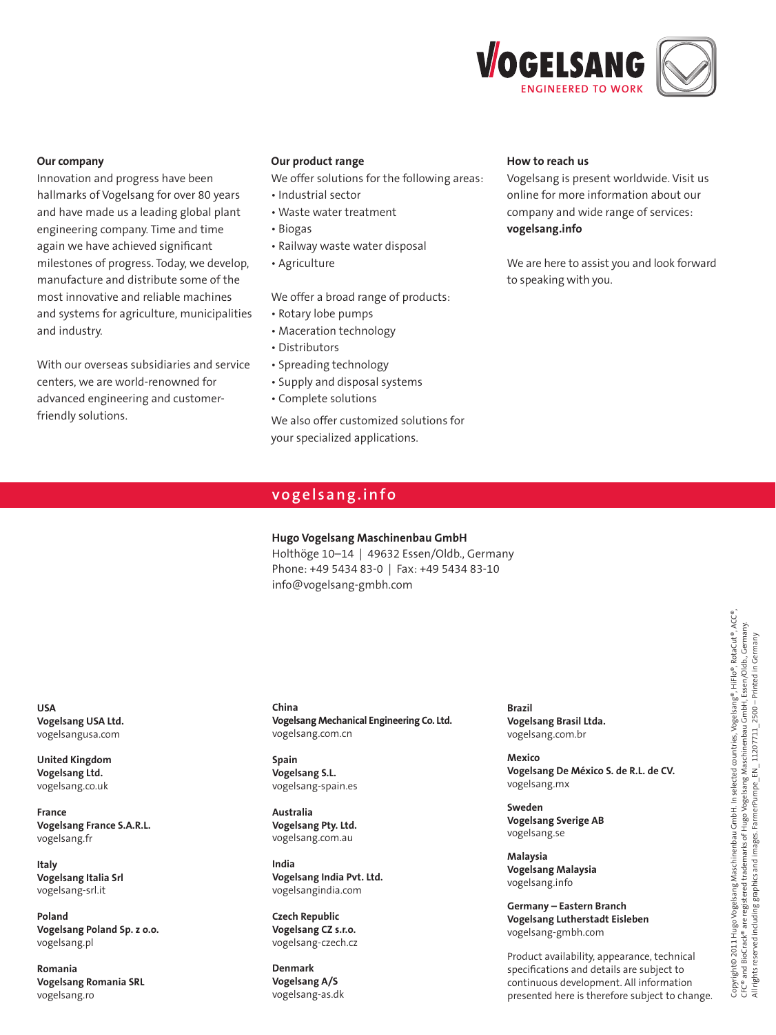VOGELSANG
ENGINEERED TO WORK

### Our company

Innovation and progress have been hallmarks of Vogelsang for over 80 years and have made us a leading global plant engineering company. Time and time again we have achieved significant milestones of progress. Today, we develop, manufacture and distribute some of the most innovative and reliable machines and systems for agriculture, municipalities and industry.

With our overseas subsidiaries and service centers, we are world-renowned for advanced engineering and customer-friendly solutions.

### Our product range

We offer solutions for the following areas:

- Industrial sector
- Waste water treatment
- Biogas
- Railway waste water disposal
- Agriculture

We offer a broad range of products:

- Rotary lobe pumps
- Maceration technology
- Distributors
- Spreading technology
- Supply and disposal systems
- Complete solutions

We also offer customized solutions for your specialized applications.

### How to reach us

Vogelsang is present worldwide. Visit us online for more information about our company and wide range of services: **vogelsang.info**

We are here to assist you and look forward to speaking with you.

## vogelsang.info

**Hugo Vogelsang Maschinenbau GmbH**
Holthöge 10–14 | 49632 Essen/Oldb., Germany
Phone: +49 5434 83-0 | Fax: +49 5434 83-10
info@vogelsang-gmbh.com

**USA**
**Vogelsang USA Ltd.**
vogelsangusa.com

**United Kingdom**
**Vogelsang Ltd.**
vogelsang.co.uk

**France**
**Vogelsang France S.A.R.L.**
vogelsang.fr

**Italy**
**Vogelsang Italia Srl**
vogelsang-srl.it

**Poland**
**Vogelsang Poland Sp. z o.o.**
vogelsang.pl

**Romania**
**Vogelsang Romania SRL**
vogelsang.ro

**China**
**Vogelsang Mechanical Engineering Co. Ltd.**
vogelsang.com.cn

**Spain**
**Vogelsang S.L.**
vogelsang-spain.es

**Australia**
**Vogelsang Pty. Ltd.**
vogelsang.com.au

**India**
**Vogelsang India Pvt. Ltd.**
vogelsangindia.com

**Czech Republic**
**Vogelsang CZ s.r.o.**
vogelsang-czech.cz

**Denmark**
**Vogelsang A/S**
vogelsang-as.dk

**Brazil**
**Vogelsang Brasil Ltda.**
vogelsang.com.br

**Mexico**
**Vogelsang De México S. de R.L. de CV.**
vogelsang.mx

**Sweden**
**Vogelsang Sverige AB**
vogelsang.se

**Malaysia**
**Vogelsang Malaysia**
vogelsang.info

**Germany – Eastern Branch**
**Vogelsang Lutherstadt Eisleben**
vogelsang-gmbh.com

Product availability, appearance, technical specifications and details are subject to continuous development. All information presented here is therefore subject to change.

Copyright© 2011 Hugo Vogelsang Maschinenbau GmbH. In selected countries, Vogelsang®, HiFlo®, RotaCut®, ACC®, CFC® and BioCrack® are registered trademarks of Hugo Vogelsang Maschinenbau GmbH, Essen/Oldb., Germany. All rights reserved including graphics and images. FarmerPumpe_EN_11207711_2500 – Printed in Germany